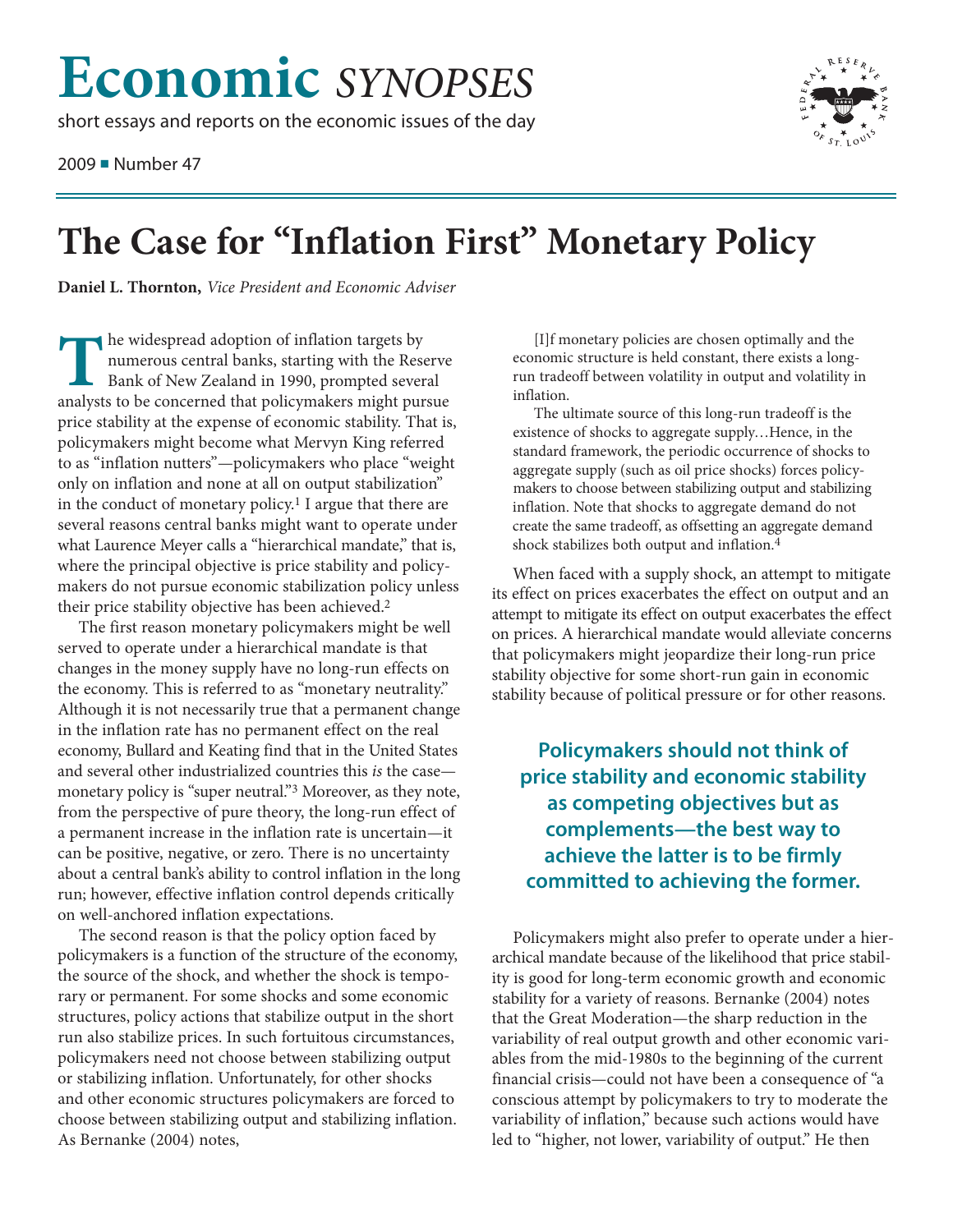# Economic *SYNOPSES*

short essays and reports on the economic issues of the day

2009 ■ Number 47

# The Case for "Inflation First" Monetary Policy

**Daniel L. Thornton,** *Vice President and Economic Adviser*

The widespread adoption of inflation targets by numerous central banks, starting with the Reserve Bank of New Zealand in 1990, prompted several analysts to be concerned that policymakers might pursue price stability at the expense of economic stability. That is, policymakers might become what Mervyn King referred to as "inflation nutters"—policymakers who place "weight only on inflation and none at all on output stabilization" in the conduct of monetary policy.[1] I argue that there are several reasons central banks might want to operate under what Laurence Meyer calls a "hierarchical mandate," that is, where the principal objective is price stability and policymakers do not pursue economic stabilization policy unless their price stability objective has been achieved.[2]

The first reason monetary policymakers might be well served to operate under a hierarchical mandate is that changes in the money supply have no long-run effects on the economy. This is referred to as "monetary neutrality." Although it is not necessarily true that a permanent change in the inflation rate has no permanent effect on the real economy, Bullard and Keating find that in the United States and several other industrialized countries this *is* the case—monetary policy is "super neutral."[3] Moreover, as they note, from the perspective of pure theory, the long-run effect of a permanent increase in the inflation rate is uncertain—it can be positive, negative, or zero. There is no uncertainty about a central bank's ability to control inflation in the long run; however, effective inflation control depends critically on well-anchored inflation expectations.

The second reason is that the policy option faced by policymakers is a function of the structure of the economy, the source of the shock, and whether the shock is temporary or permanent. For some shocks and some economic structures, policy actions that stabilize output in the short run also stabilize prices. In such fortuitous circumstances, policymakers need not choose between stabilizing output or stabilizing inflation. Unfortunately, for other shocks and other economic structures policymakers are forced to choose between stabilizing output and stabilizing inflation. As Bernanke (2004) notes,

> [I]f monetary policies are chosen optimally and the economic structure is held constant, there exists a long-run tradeoff between volatility in output and volatility in inflation.
>
> The ultimate source of this long-run tradeoff is the existence of shocks to aggregate supply…Hence, in the standard framework, the periodic occurrence of shocks to aggregate supply (such as oil price shocks) forces policymakers to choose between stabilizing output and stabilizing inflation. Note that shocks to aggregate demand do not create the same tradeoff, as offsetting an aggregate demand shock stabilizes both output and inflation.[4]

When faced with a supply shock, an attempt to mitigate its effect on prices exacerbates the effect on output and an attempt to mitigate its effect on output exacerbates the effect on prices. A hierarchical mandate would alleviate concerns that policymakers might jeopardize their long-run price stability objective for some short-run gain in economic stability because of political pressure or for other reasons.

**Policymakers should not think of price stability and economic stability as competing objectives but as complements—the best way to achieve the latter is to be firmly committed to achieving the former.**

Policymakers might also prefer to operate under a hierarchical mandate because of the likelihood that price stability is good for long-term economic growth and economic stability for a variety of reasons. Bernanke (2004) notes that the Great Moderation—the sharp reduction in the variability of real output growth and other economic variables from the mid-1980s to the beginning of the current financial crisis—could not have been a consequence of "a conscious attempt by policymakers to try to moderate the variability of inflation," because such actions would have led to "higher, not lower, variability of output." He then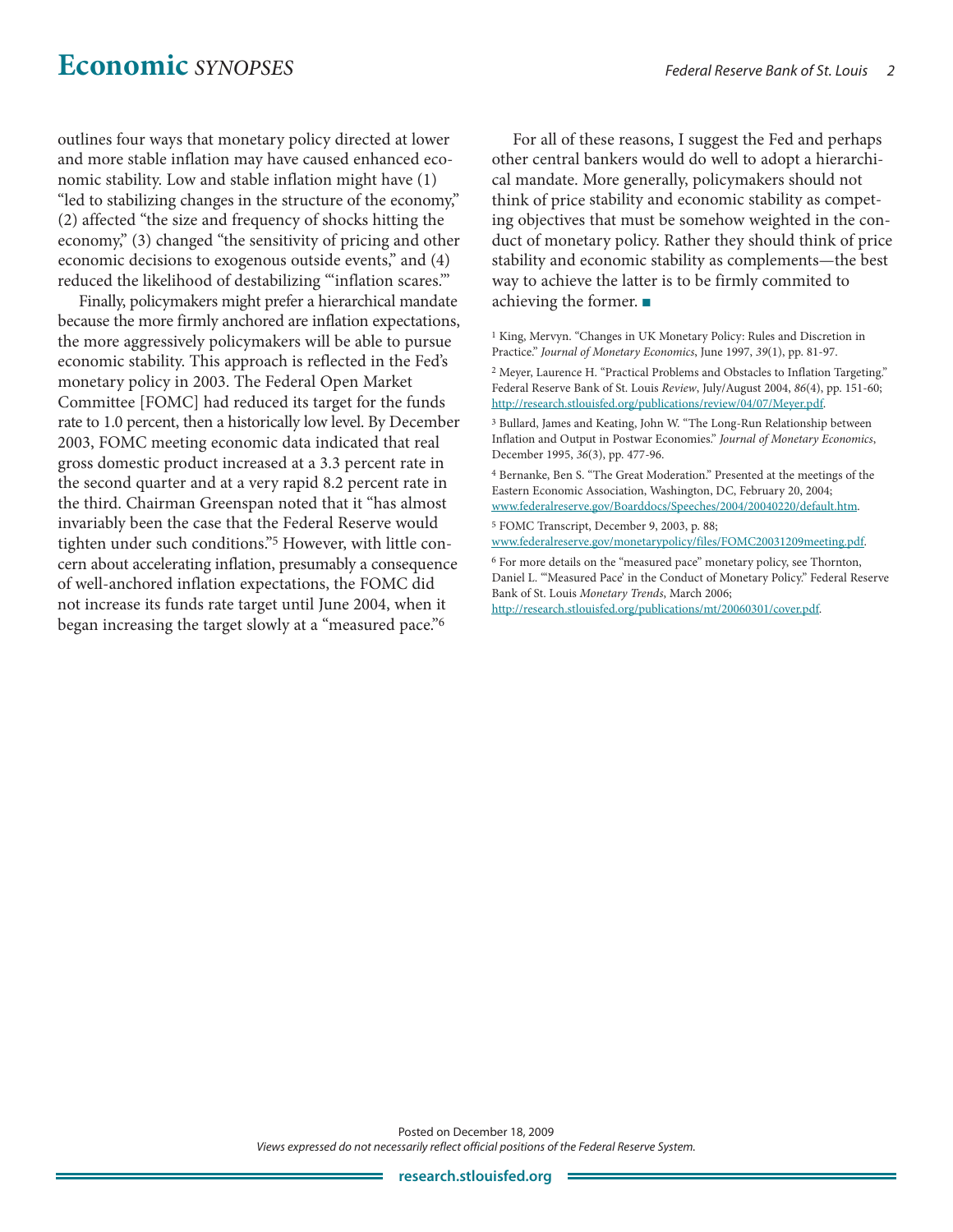outlines four ways that monetary policy directed at lower and more stable inflation may have caused enhanced economic stability. Low and stable inflation might have (1) "led to stabilizing changes in the structure of the economy," (2) affected "the size and frequency of shocks hitting the economy," (3) changed "the sensitivity of pricing and other economic decisions to exogenous outside events," and (4) reduced the likelihood of destabilizing "'inflation scares.'"

Finally, policymakers might prefer a hierarchical mandate because the more firmly anchored are inflation expectations, the more aggressively policymakers will be able to pursue economic stability. This approach is reflected in the Fed's monetary policy in 2003. The Federal Open Market Committee [FOMC] had reduced its target for the funds rate to 1.0 percent, then a historically low level. By December 2003, FOMC meeting economic data indicated that real gross domestic product increased at a 3.3 percent rate in the second quarter and at a very rapid 8.2 percent rate in the third. Chairman Greenspan noted that it "has almost invariably been the case that the Federal Reserve would tighten under such conditions."[5] However, with little concern about accelerating inflation, presumably a consequence of well-anchored inflation expectations, the FOMC did not increase its funds rate target until June 2004, when it began increasing the target slowly at a "measured pace."[6]

For all of these reasons, I suggest the Fed and perhaps other central bankers would do well to adopt a hierarchical mandate. More generally, policymakers should not think of price stability and economic stability as competing objectives that must be somehow weighted in the conduct of monetary policy. Rather they should think of price stability and economic stability as complements—the best way to achieve the latter is to be firmly commited to achieving the former. ■

[1] King, Mervyn. "Changes in UK Monetary Policy: Rules and Discretion in Practice." *Journal of Monetary Economics*, June 1997, *39*(1), pp. 81-97.

[2] Meyer, Laurence H. "Practical Problems and Obstacles to Inflation Targeting." Federal Reserve Bank of St. Louis *Review*, July/August 2004, *86*(4), pp. 151-60; http://research.stlouisfed.org/publications/review/04/07/Meyer.pdf.

[3] Bullard, James and Keating, John W. "The Long-Run Relationship between Inflation and Output in Postwar Economies." *Journal of Monetary Economics*, December 1995, *36*(3), pp. 477-96.

[4] Bernanke, Ben S. "The Great Moderation." Presented at the meetings of the Eastern Economic Association, Washington, DC, February 20, 2004; www.federalreserve.gov/Boarddocs/Speeches/2004/20040220/default.htm.

[5] FOMC Transcript, December 9, 2003, p. 88; www.federalreserve.gov/monetarypolicy/files/FOMC20031209meeting.pdf.

[6] For more details on the "measured pace" monetary policy, see Thornton, Daniel L. "'Measured Pace' in the Conduct of Monetary Policy." Federal Reserve Bank of St. Louis *Monetary Trends*, March 2006; http://research.stlouisfed.org/publications/mt/20060301/cover.pdf.

Posted on December 18, 2009

*Views expressed do not necessarily reflect official positions of the Federal Reserve System.*